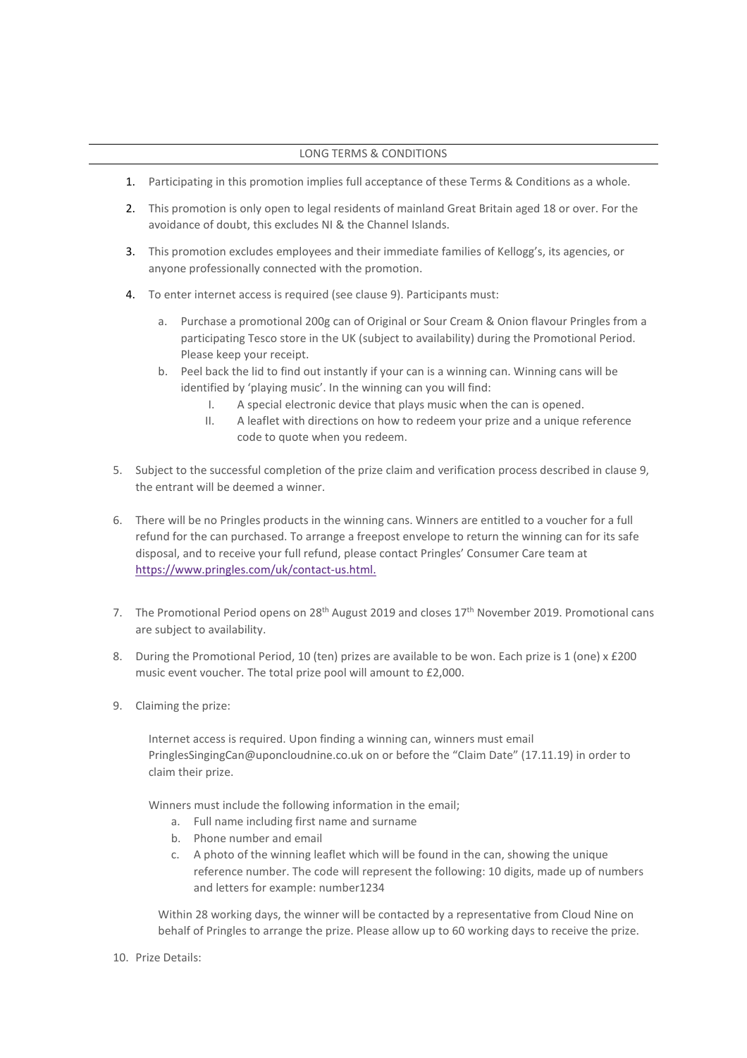## LONG TERMS & CONDITIONS

1. Participating in this promotion implies full acceptance of these Terms & Conditions as a whole.
2. This promotion is only open to legal residents of mainland Great Britain aged 18 or over. For the avoidance of doubt, this excludes NI & the Channel Islands.
3. This promotion excludes employees and their immediate families of Kellogg's, its agencies, or anyone professionally connected with the promotion.
4. To enter internet access is required (see clause 9). Participants must:
   a. Purchase a promotional 200g can of Original or Sour Cream & Onion flavour Pringles from a participating Tesco store in the UK (subject to availability) during the Promotional Period. Please keep your receipt.
   b. Peel back the lid to find out instantly if your can is a winning can. Winning cans will be identified by 'playing music'. In the winning can you will find:
      I. A special electronic device that plays music when the can is opened.
      II. A leaflet with directions on how to redeem your prize and a unique reference code to quote when you redeem.
5. Subject to the successful completion of the prize claim and verification process described in clause 9, the entrant will be deemed a winner.
6. There will be no Pringles products in the winning cans. Winners are entitled to a voucher for a full refund for the can purchased. To arrange a freepost envelope to return the winning can for its safe disposal, and to receive your full refund, please contact Pringles' Consumer Care team at https://www.pringles.com/uk/contact-us.html.
7. The Promotional Period opens on 28th August 2019 and closes 17th November 2019. Promotional cans are subject to availability.
8. During the Promotional Period, 10 (ten) prizes are available to be won. Each prize is 1 (one) x £200 music event voucher. The total prize pool will amount to £2,000.
9. Claiming the prize:

   Internet access is required. Upon finding a winning can, winners must email PringlesSingingCan@uponcloudnine.co.uk on or before the "Claim Date" (17.11.19) in order to claim their prize.

   Winners must include the following information in the email;
   a. Full name including first name and surname
   b. Phone number and email
   c. A photo of the winning leaflet which will be found in the can, showing the unique reference number. The code will represent the following: 10 digits, made up of numbers and letters for example: number1234

   Within 28 working days, the winner will be contacted by a representative from Cloud Nine on behalf of Pringles to arrange the prize. Please allow up to 60 working days to receive the prize.
10. Prize Details: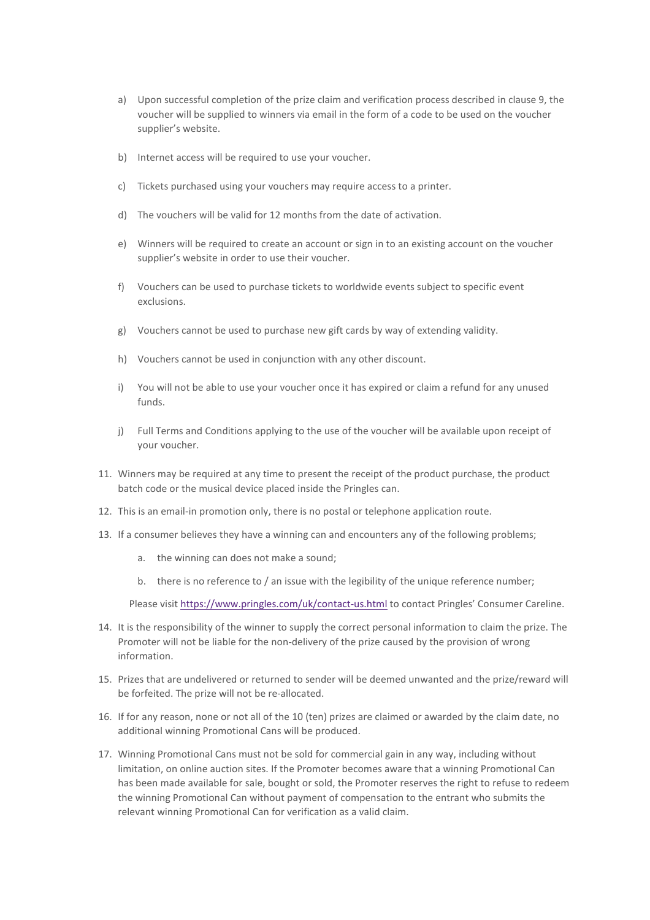a) Upon successful completion of the prize claim and verification process described in clause 9, the voucher will be supplied to winners via email in the form of a code to be used on the voucher supplier's website.

b) Internet access will be required to use your voucher.

c) Tickets purchased using your vouchers may require access to a printer.

d) The vouchers will be valid for 12 months from the date of activation.

e) Winners will be required to create an account or sign in to an existing account on the voucher supplier's website in order to use their voucher.

f) Vouchers can be used to purchase tickets to worldwide events subject to specific event exclusions.

g) Vouchers cannot be used to purchase new gift cards by way of extending validity.

h) Vouchers cannot be used in conjunction with any other discount.

i) You will not be able to use your voucher once it has expired or claim a refund for any unused funds.

j) Full Terms and Conditions applying to the use of the voucher will be available upon receipt of your voucher.

11. Winners may be required at any time to present the receipt of the product purchase, the product batch code or the musical device placed inside the Pringles can.

12. This is an email-in promotion only, there is no postal or telephone application route.

13. If a consumer believes they have a winning can and encounters any of the following problems;

    a. the winning can does not make a sound;

    b. there is no reference to / an issue with the legibility of the unique reference number;

    Please visit https://www.pringles.com/uk/contact-us.html to contact Pringles' Consumer Careline.

14. It is the responsibility of the winner to supply the correct personal information to claim the prize. The Promoter will not be liable for the non-delivery of the prize caused by the provision of wrong information.

15. Prizes that are undelivered or returned to sender will be deemed unwanted and the prize/reward will be forfeited. The prize will not be re-allocated.

16. If for any reason, none or not all of the 10 (ten) prizes are claimed or awarded by the claim date, no additional winning Promotional Cans will be produced.

17. Winning Promotional Cans must not be sold for commercial gain in any way, including without limitation, on online auction sites. If the Promoter becomes aware that a winning Promotional Can has been made available for sale, bought or sold, the Promoter reserves the right to refuse to redeem the winning Promotional Can without payment of compensation to the entrant who submits the relevant winning Promotional Can for verification as a valid claim.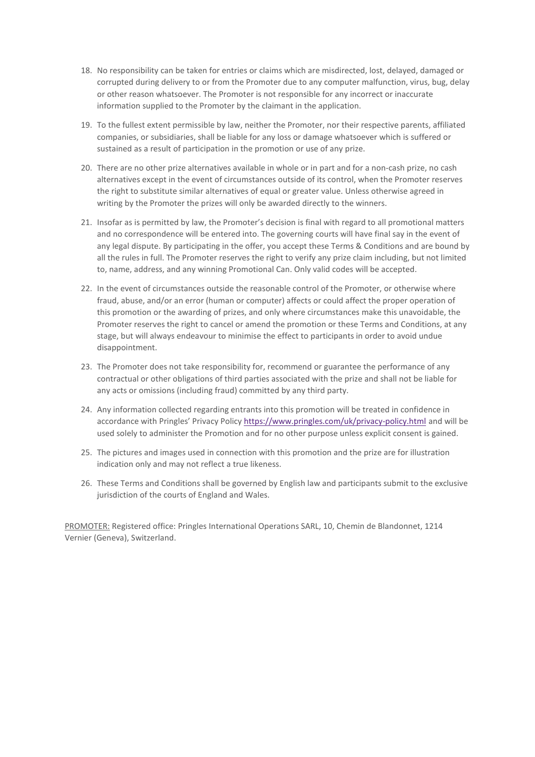18. No responsibility can be taken for entries or claims which are misdirected, lost, delayed, damaged or corrupted during delivery to or from the Promoter due to any computer malfunction, virus, bug, delay or other reason whatsoever. The Promoter is not responsible for any incorrect or inaccurate information supplied to the Promoter by the claimant in the application.

19. To the fullest extent permissible by law, neither the Promoter, nor their respective parents, affiliated companies, or subsidiaries, shall be liable for any loss or damage whatsoever which is suffered or sustained as a result of participation in the promotion or use of any prize.

20. There are no other prize alternatives available in whole or in part and for a non-cash prize, no cash alternatives except in the event of circumstances outside of its control, when the Promoter reserves the right to substitute similar alternatives of equal or greater value. Unless otherwise agreed in writing by the Promoter the prizes will only be awarded directly to the winners.

21. Insofar as is permitted by law, the Promoter's decision is final with regard to all promotional matters and no correspondence will be entered into. The governing courts will have final say in the event of any legal dispute. By participating in the offer, you accept these Terms & Conditions and are bound by all the rules in full. The Promoter reserves the right to verify any prize claim including, but not limited to, name, address, and any winning Promotional Can. Only valid codes will be accepted.

22. In the event of circumstances outside the reasonable control of the Promoter, or otherwise where fraud, abuse, and/or an error (human or computer) affects or could affect the proper operation of this promotion or the awarding of prizes, and only where circumstances make this unavoidable, the Promoter reserves the right to cancel or amend the promotion or these Terms and Conditions, at any stage, but will always endeavour to minimise the effect to participants in order to avoid undue disappointment.

23. The Promoter does not take responsibility for, recommend or guarantee the performance of any contractual or other obligations of third parties associated with the prize and shall not be liable for any acts or omissions (including fraud) committed by any third party.

24. Any information collected regarding entrants into this promotion will be treated in confidence in accordance with Pringles' Privacy Policy https://www.pringles.com/uk/privacy-policy.html and will be used solely to administer the Promotion and for no other purpose unless explicit consent is gained.

25. The pictures and images used in connection with this promotion and the prize are for illustration indication only and may not reflect a true likeness.

26. These Terms and Conditions shall be governed by English law and participants submit to the exclusive jurisdiction of the courts of England and Wales.

PROMOTER: Registered office: Pringles International Operations SARL, 10, Chemin de Blandonnet, 1214 Vernier (Geneva), Switzerland.